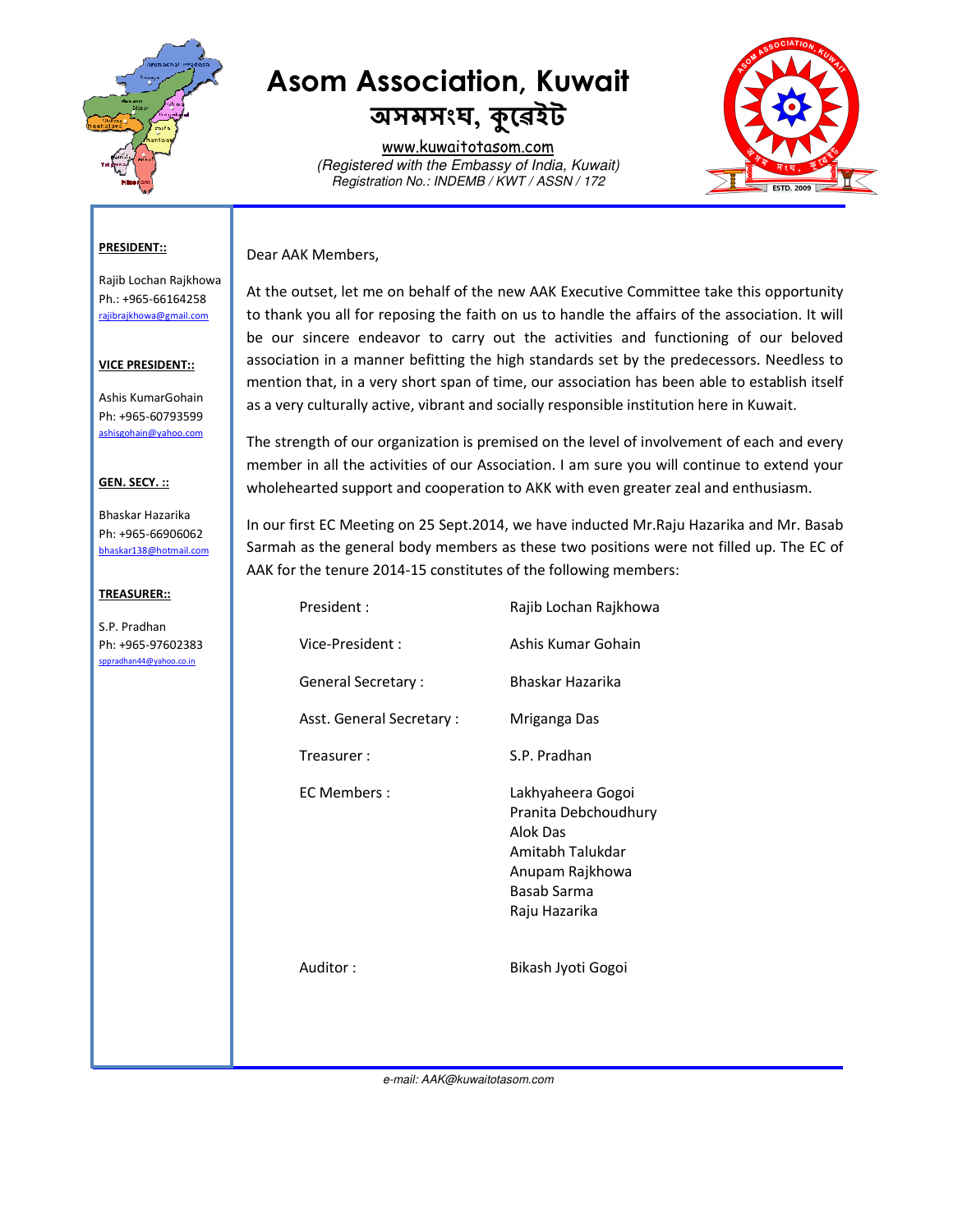# Asom Association, Kuwait

## অসমসংঘ, কুৱেইট

www.kuwaitotasom.com

*(Registered with the Embassy of India, Kuwait)*
*Registration No.: INDEMB / KWT / ASSN / 172*

**PRESIDENT::**

Rajib Lochan Rajkhowa
Ph.: +965-66164258
rajibrajkhowa@gmail.com

**VICE PRESIDENT::**

Ashis KumarGohain
Ph: +965-60793599
ashisgohain@yahoo.com

**GEN. SECY. ::**

Bhaskar Hazarika
Ph: +965-66906062
bhaskar138@hotmail.com

**TREASURER::**

S.P. Pradhan
Ph: +965-97602383
sppradhan44@yahoo.co.in

Dear AAK Members,

At the outset, let me on behalf of the new AAK Executive Committee take this opportunity to thank you all for reposing the faith on us to handle the affairs of the association. It will be our sincere endeavor to carry out the activities and functioning of our beloved association in a manner befitting the high standards set by the predecessors. Needless to mention that, in a very short span of time, our association has been able to establish itself as a very culturally active, vibrant and socially responsible institution here in Kuwait.

The strength of our organization is premised on the level of involvement of each and every member in all the activities of our Association. I am sure you will continue to extend your wholehearted support and cooperation to AKK with even greater zeal and enthusiasm.

In our first EC Meeting on 25 Sept.2014, we have inducted Mr.Raju Hazarika and Mr. Basab Sarmah as the general body members as these two positions were not filled up. The EC of AAK for the tenure 2014-15 constitutes of the following members:

| | |
|---|---|
| President : | Rajib Lochan Rajkhowa |
| Vice-President : | Ashis Kumar Gohain |
| General Secretary : | Bhaskar Hazarika |
| Asst. General Secretary : | Mriganga Das |
| Treasurer : | S.P. Pradhan |
| EC Members : | Lakhyaheera Gogoi<br>Pranita Debchoudhury<br>Alok Das<br>Amitabh Talukdar<br>Anupam Rajkhowa<br>Basab Sarma<br>Raju Hazarika |
| Auditor : | Bikash Jyoti Gogoi |

*e-mail: AAK@kuwaitotasom.com*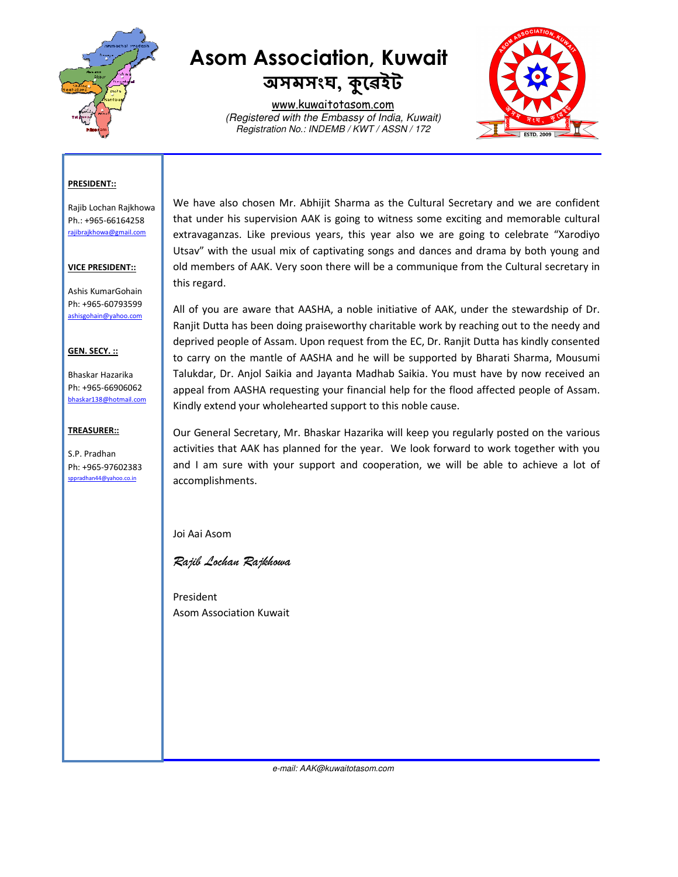# Asom Association, Kuwait

## অসমসংঘ, কুৱেইট

www.kuwaitotasom.com

*(Registered with the Embassy of India, Kuwait)*
*Registration No.: INDEMB / KWT / ASSN / 172*

**PRESIDENT::**

Rajib Lochan Rajkhowa
Ph.: +965-66164258
rajibrajkhowa@gmail.com

**VICE PRESIDENT::**

Ashis KumarGohain
Ph: +965-60793599
ashisgohain@yahoo.com

**GEN. SECY. ::**

Bhaskar Hazarika
Ph: +965-66906062
bhaskar138@hotmail.com

**TREASURER::**

S.P. Pradhan
Ph: +965-97602383
sppradhan44@yahoo.co.in

We have also chosen Mr. Abhijit Sharma as the Cultural Secretary and we are confident that under his supervision AAK is going to witness some exciting and memorable cultural extravaganzas. Like previous years, this year also we are going to celebrate "Xarodiyo Utsav" with the usual mix of captivating songs and dances and drama by both young and old members of AAK. Very soon there will be a communique from the Cultural secretary in this regard.

All of you are aware that AASHA, a noble initiative of AAK, under the stewardship of Dr. Ranjit Dutta has been doing praiseworthy charitable work by reaching out to the needy and deprived people of Assam. Upon request from the EC, Dr. Ranjit Dutta has kindly consented to carry on the mantle of AASHA and he will be supported by Bharati Sharma, Mousumi Talukdar, Dr. Anjol Saikia and Jayanta Madhab Saikia. You must have by now received an appeal from AASHA requesting your financial help for the flood affected people of Assam. Kindly extend your wholehearted support to this noble cause.

Our General Secretary, Mr. Bhaskar Hazarika will keep you regularly posted on the various activities that AAK has planned for the year. We look forward to work together with you and I am sure with your support and cooperation, we will be able to achieve a lot of accomplishments.

Joi Aai Asom

*Rajib Lochan Rajkhowa*

President
Asom Association Kuwait

*e-mail: AAK@kuwaitotasom.com*